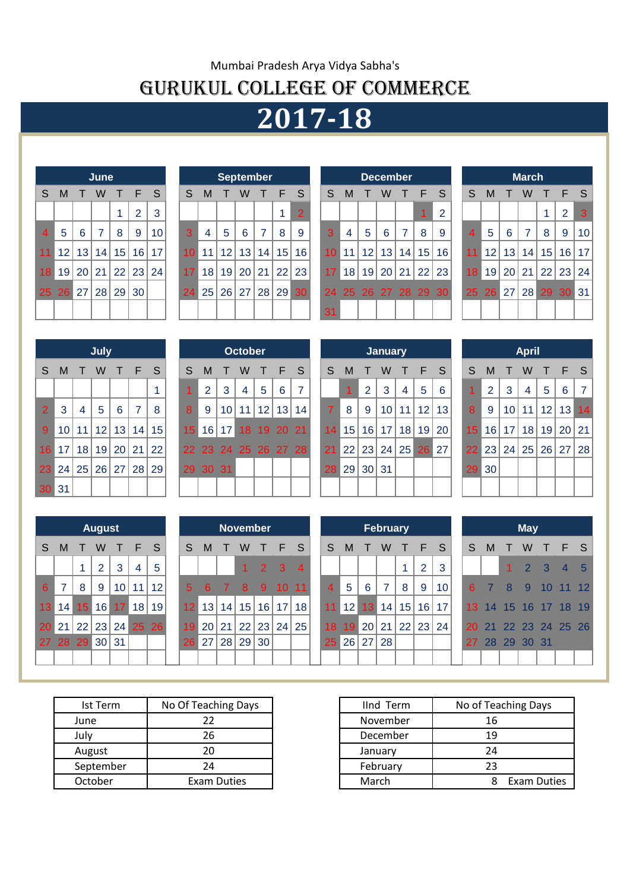Mumbai Pradesh Arya Vidya Sabha's

# GURUKUL COLLEGE OF COMMERCE

## 2017-18

### June

| S | M | T | W | T | F | S |
|---|---|---|---|---|---|---|
| | | | | 1 | 2 | 3 |
| 4 | 5 | 6 | 7 | 8 | 9 | 10 |
| 11 | 12 | 13 | 14 | 15 | 16 | 17 |
| 18 | 19 | 20 | 21 | 22 | 23 | 24 |
| 25 | 26 | 27 | 28 | 29 | 30 | |

### September

| S | M | T | W | T | F | S |
|---|---|---|---|---|---|---|
| | | | | | 1 | 2 |
| 3 | 4 | 5 | 6 | 7 | 8 | 9 |
| 10 | 11 | 12 | 13 | 14 | 15 | 16 |
| 17 | 18 | 19 | 20 | 21 | 22 | 23 |
| 24 | 25 | 26 | 27 | 28 | 29 | 30 |

### December

| S | M | T | W | T | F | S |
|---|---|---|---|---|---|---|
| | | | | | 1 | 2 |
| 3 | 4 | 5 | 6 | 7 | 8 | 9 |
| 10 | 11 | 12 | 13 | 14 | 15 | 16 |
| 17 | 18 | 19 | 20 | 21 | 22 | 23 |
| 24 | 25 | 26 | 27 | 28 | 29 | 30 |
| 31 | | | | | | |

### March

| S | M | T | W | T | F | S |
|---|---|---|---|---|---|---|
| | | | | 1 | 2 | 3 |
| 4 | 5 | 6 | 7 | 8 | 9 | 10 |
| 11 | 12 | 13 | 14 | 15 | 16 | 17 |
| 18 | 19 | 20 | 21 | 22 | 23 | 24 |
| 25 | 26 | 27 | 28 | 29 | 30 | 31 |

### July

| S | M | T | W | T | F | S |
|---|---|---|---|---|---|---|
| | | | | | | 1 |
| 2 | 3 | 4 | 5 | 6 | 7 | 8 |
| 9 | 10 | 11 | 12 | 13 | 14 | 15 |
| 16 | 17 | 18 | 19 | 20 | 21 | 22 |
| 23 | 24 | 25 | 26 | 27 | 28 | 29 |
| 30 | 31 | | | | | |

### October

| S | M | T | W | T | F | S |
|---|---|---|---|---|---|---|
| 1 | 2 | 3 | 4 | 5 | 6 | 7 |
| 8 | 9 | 10 | 11 | 12 | 13 | 14 |
| 15 | 16 | 17 | 18 | 19 | 20 | 21 |
| 22 | 23 | 24 | 25 | 26 | 27 | 28 |
| 29 | 30 | 31 | | | | |

### January

| S | M | T | W | T | F | S |
|---|---|---|---|---|---|---|
| | 1 | 2 | 3 | 4 | 5 | 6 |
| 7 | 8 | 9 | 10 | 11 | 12 | 13 |
| 14 | 15 | 16 | 17 | 18 | 19 | 20 |
| 21 | 22 | 23 | 24 | 25 | 26 | 27 |
| 28 | 29 | 30 | 31 | | | |

### April

| S | M | T | W | T | F | S |
|---|---|---|---|---|---|---|
| 1 | 2 | 3 | 4 | 5 | 6 | 7 |
| 8 | 9 | 10 | 11 | 12 | 13 | 14 |
| 15 | 16 | 17 | 18 | 19 | 20 | 21 |
| 22 | 23 | 24 | 25 | 26 | 27 | 28 |
| 29 | 30 | | | | | |

### August

| S | M | T | W | T | F | S |
|---|---|---|---|---|---|---|
| | | 1 | 2 | 3 | 4 | 5 |
| 6 | 7 | 8 | 9 | 10 | 11 | 12 |
| 13 | 14 | 15 | 16 | 17 | 18 | 19 |
| 20 | 21 | 22 | 23 | 24 | 25 | 26 |
| 27 | 28 | 29 | 30 | 31 | | |

### November

| S | M | T | W | T | F | S |
|---|---|---|---|---|---|---|
| | | | 1 | 2 | 3 | 4 |
| 5 | 6 | 7 | 8 | 9 | 10 | 11 |
| 12 | 13 | 14 | 15 | 16 | 17 | 18 |
| 19 | 20 | 21 | 22 | 23 | 24 | 25 |
| 26 | 27 | 28 | 29 | 30 | | |

### February

| S | M | T | W | T | F | S |
|---|---|---|---|---|---|---|
| | | | | 1 | 2 | 3 |
| 4 | 5 | 6 | 7 | 8 | 9 | 10 |
| 11 | 12 | 13 | 14 | 15 | 16 | 17 |
| 18 | 19 | 20 | 21 | 22 | 23 | 24 |
| 25 | 26 | 27 | 28 | | | |

### May

| S | M | T | W | T | F | S |
|---|---|---|---|---|---|---|
| | | 1 | 2 | 3 | 4 | 5 |
| 6 | 7 | 8 | 9 | 10 | 11 | 12 |
| 13 | 14 | 15 | 16 | 17 | 18 | 19 |
| 20 | 21 | 22 | 23 | 24 | 25 | 26 |
| 27 | 28 | 29 | 30 | 31 | | |

| Ist Term | No Of Teaching Days |
|---|---|
| June | 22 |
| July | 26 |
| August | 20 |
| September | 24 |
| October | Exam Duties |

| IInd Term | No of Teaching Days |
|---|---|
| November | 16 |
| December | 19 |
| January | 24 |
| February | 23 |
| March | 8 Exam Duties |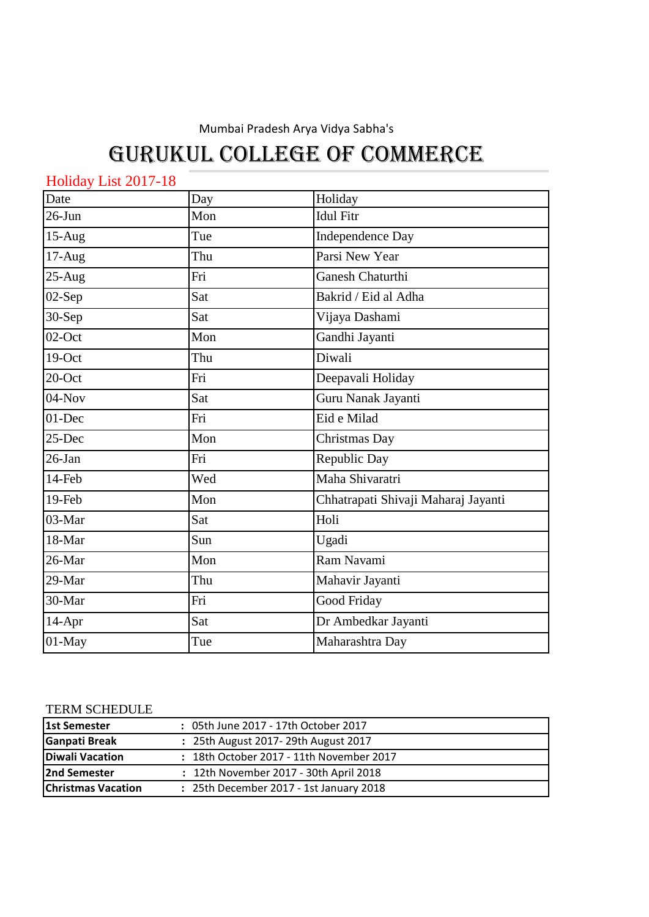Mumbai Pradesh Arya Vidya Sabha's

# GURUKUL COLLEGE OF COMMERCE

## Holiday List 2017-18

| Date | Day | Holiday |
|---|---|---|
| 26-Jun | Mon | Idul Fitr |
| 15-Aug | Tue | Independence Day |
| 17-Aug | Thu | Parsi New Year |
| 25-Aug | Fri | Ganesh Chaturthi |
| 02-Sep | Sat | Bakrid / Eid al Adha |
| 30-Sep | Sat | Vijaya Dashami |
| 02-Oct | Mon | Gandhi Jayanti |
| 19-Oct | Thu | Diwali |
| 20-Oct | Fri | Deepavali Holiday |
| 04-Nov | Sat | Guru Nanak Jayanti |
| 01-Dec | Fri | Eid e Milad |
| 25-Dec | Mon | Christmas Day |
| 26-Jan | Fri | Republic Day |
| 14-Feb | Wed | Maha Shivaratri |
| 19-Feb | Mon | Chhatrapati Shivaji Maharaj Jayanti |
| 03-Mar | Sat | Holi |
| 18-Mar | Sun | Ugadi |
| 26-Mar | Mon | Ram Navami |
| 29-Mar | Thu | Mahavir Jayanti |
| 30-Mar | Fri | Good Friday |
| 14-Apr | Sat | Dr Ambedkar Jayanti |
| 01-May | Tue | Maharashtra Day |

TERM SCHEDULE

| | |
|---|---|
| **1st Semester** | : 05th June 2017 - 17th October 2017 |
| **Ganpati Break** | : 25th August 2017- 29th August 2017 |
| **Diwali Vacation** | : 18th October 2017 - 11th November 2017 |
| **2nd Semester** | : 12th November 2017 - 30th April 2018 |
| **Christmas Vacation** | : 25th December 2017 - 1st January 2018 |